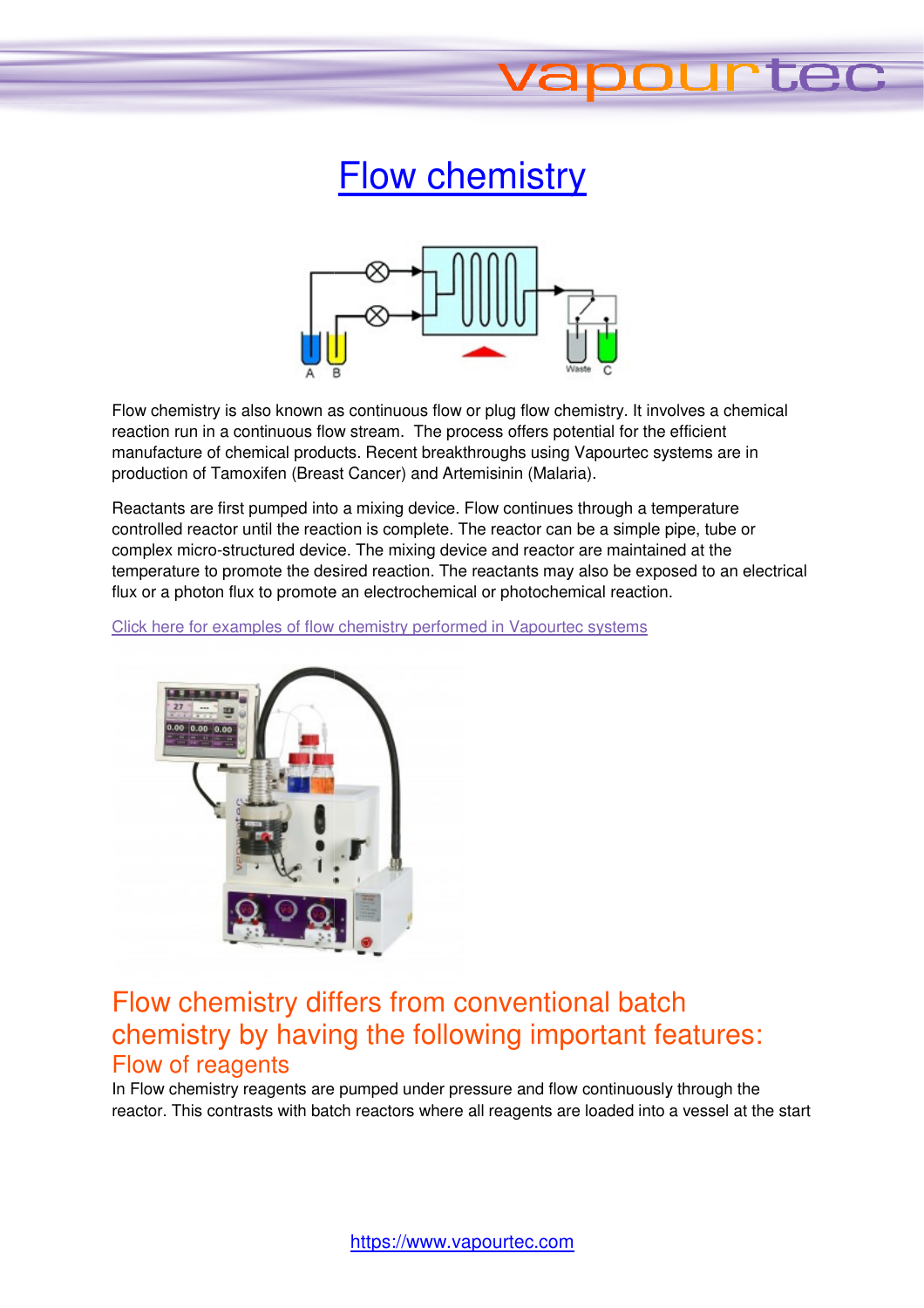# Flow chemistry

Flow chemistry is also known as continuous flow or plug flow chemistry. It involves a chemical reaction run in a continuous flow stream. The process offers potential for the efficient manufacture of chemical products. Recent breakthroughs using Vapourtec systems are in production of Tamoxifen (Breast Cancer) and Artemisinin (Malaria).

Reactants are first pumped into a mixing device. Flow continues through a temperature controlled reactor until the reaction is complete. The reactor can be a simple pipe, tube or complex micro-structured device. The mixing device and reactor are maintained at the temperature to promote the desired reaction. The reactants may also be exposed to an electrical flux or a photon flux to promote an electrochemical or photochemical reaction.

Click here for examples of flow chemistry performed in Vapourtec systems

## Flow chemistry differs from conventional batch chemistry by having the following important features:

### Flow of reagents

In Flow chemistry reagents are pumped under pressure and flow continuously through the reactor. This contrasts with batch reactors where all reagents are loaded into a vessel at the start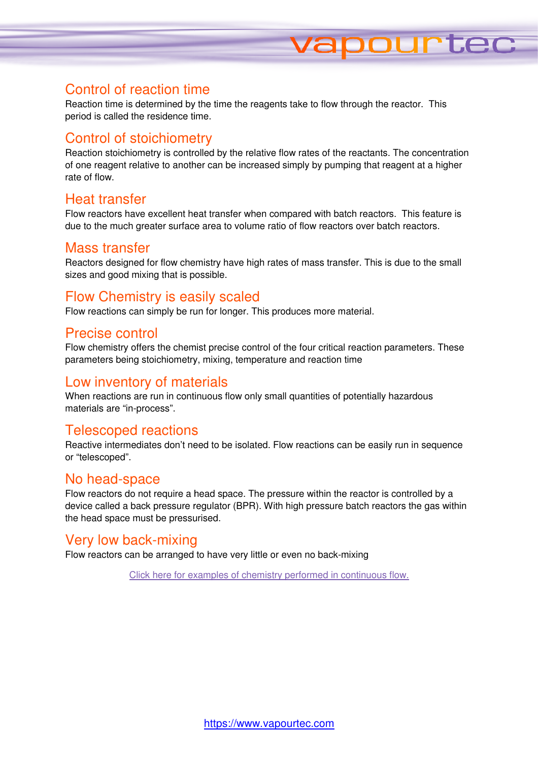## Control of reaction time

Reaction time is determined by the time the reagents take to flow through the reactor. This period is called the residence time.

## Control of stoichiometry

Reaction stoichiometry is controlled by the relative flow rates of the reactants. The concentration of one reagent relative to another can be increased simply by pumping that reagent at a higher rate of flow.

## Heat transfer

Flow reactors have excellent heat transfer when compared with batch reactors. This feature is due to the much greater surface area to volume ratio of flow reactors over batch reactors.

## Mass transfer

Reactors designed for flow chemistry have high rates of mass transfer. This is due to the small sizes and good mixing that is possible.

## Flow Chemistry is easily scaled

Flow reactions can simply be run for longer. This produces more material.

## Precise control

Flow chemistry offers the chemist precise control of the four critical reaction parameters. These parameters being stoichiometry, mixing, temperature and reaction time

## Low inventory of materials

When reactions are run in continuous flow only small quantities of potentially hazardous materials are “in-process”.

## Telescoped reactions

Reactive intermediates don’t need to be isolated. Flow reactions can be easily run in sequence or “telescoped”.

## No head-space

Flow reactors do not require a head space. The pressure within the reactor is controlled by a device called a back pressure regulator (BPR). With high pressure batch reactors the gas within the head space must be pressurised.

## Very low back-mixing

Flow reactors can be arranged to have very little or even no back-mixing

Click here for examples of chemistry performed in continuous flow.

https://www.vapourtec.com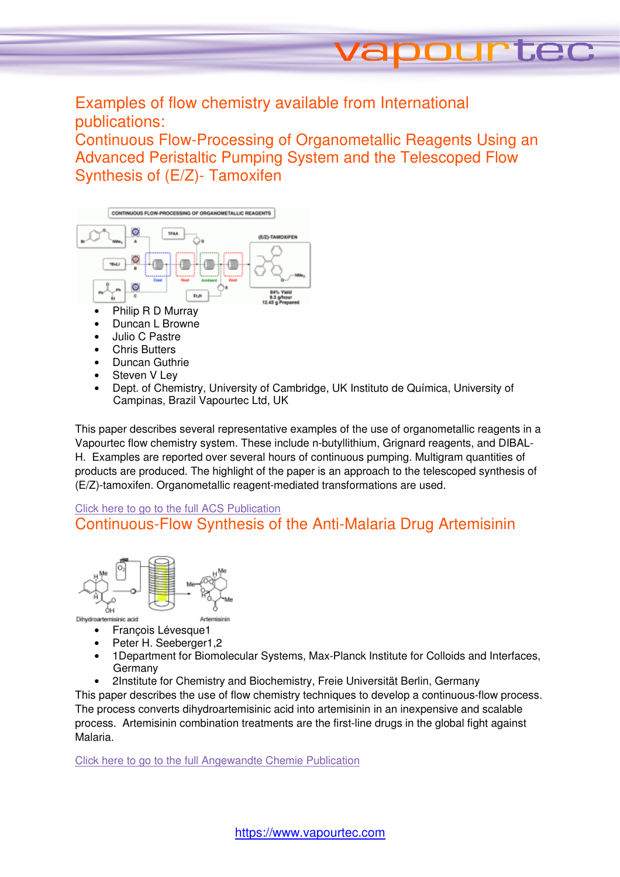## Examples of flow chemistry available from International publications:

## Continuous Flow-Processing of Organometallic Reagents Using an Advanced Peristaltic Pumping System and the Telescoped Flow Synthesis of (E/Z)- Tamoxifen

- Philip R D Murray
- Duncan L Browne
- Julio C Pastre
- Chris Butters
- Duncan Guthrie
- Steven V Ley
- Dept. of Chemistry, University of Cambridge, UK Instituto de Química, University of Campinas, Brazil Vapourtec Ltd, UK

This paper describes several representative examples of the use of organometallic reagents in a Vapourtec flow chemistry system. These include n-butyllithium, Grignard reagents, and DIBAL-H. Examples are reported over several hours of continuous pumping. Multigram quantities of products are produced. The highlight of the paper is an approach to the telescoped synthesis of (E/Z)-tamoxifen. Organometallic reagent-mediated transformations are used.

Click here to go to the full ACS Publication

## Continuous-Flow Synthesis of the Anti-Malaria Drug Artemisinin

- François Lévesque1
- Peter H. Seeberger1,2
- 1Department for Biomolecular Systems, Max-Planck Institute for Colloids and Interfaces, Germany
- 2Institute for Chemistry and Biochemistry, Freie Universität Berlin, Germany

This paper describes the use of flow chemistry techniques to develop a continuous-flow process. The process converts dihydroartemisinic acid into artemisinin in an inexpensive and scalable process. Artemisinin combination treatments are the first-line drugs in the global fight against Malaria.

Click here to go to the full Angewandte Chemie Publication

https://www.vapourtec.com